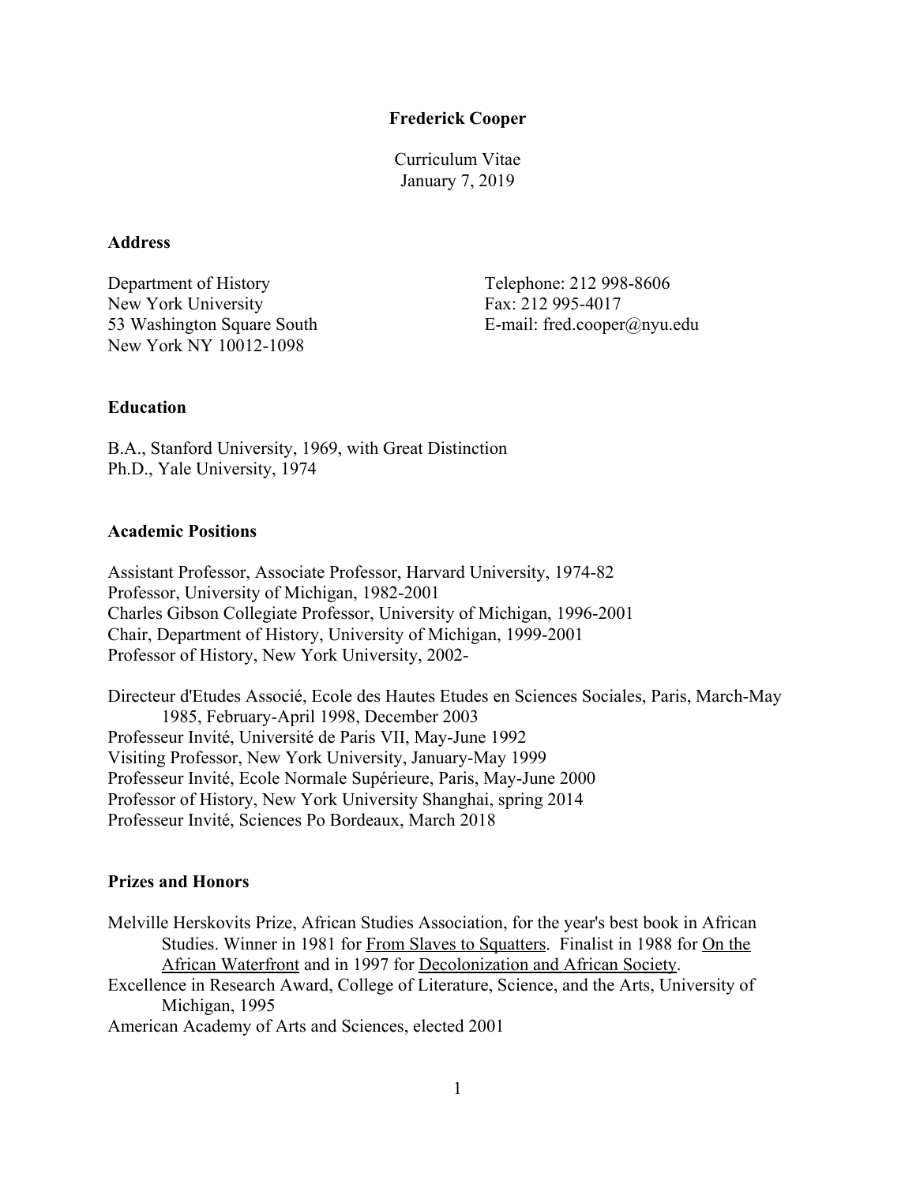# Frederick Cooper

Curriculum Vitae
January 7, 2019

## Address

Department of History
New York University
53 Washington Square South
New York NY 10012-1098

Telephone: 212 998-8606
Fax: 212 995-4017
E-mail: fred.cooper@nyu.edu

## Education

B.A., Stanford University, 1969, with Great Distinction
Ph.D., Yale University, 1974

## Academic Positions

Assistant Professor, Associate Professor, Harvard University, 1974-82
Professor, University of Michigan, 1982-2001
Charles Gibson Collegiate Professor, University of Michigan, 1996-2001
Chair, Department of History, University of Michigan, 1999-2001
Professor of History, New York University, 2002-

Directeur d'Etudes Associé, Ecole des Hautes Etudes en Sciences Sociales, Paris, March-May 1985, February-April 1998, December 2003
Professeur Invité, Université de Paris VII, May-June 1992
Visiting Professor, New York University, January-May 1999
Professeur Invité, Ecole Normale Supérieure, Paris, May-June 2000
Professor of History, New York University Shanghai, spring 2014
Professeur Invité, Sciences Po Bordeaux, March 2018

## Prizes and Honors

Melville Herskovits Prize, African Studies Association, for the year's best book in African Studies. Winner in 1981 for From Slaves to Squatters. Finalist in 1988 for On the African Waterfront and in 1997 for Decolonization and African Society.
Excellence in Research Award, College of Literature, Science, and the Arts, University of Michigan, 1995
American Academy of Arts and Sciences, elected 2001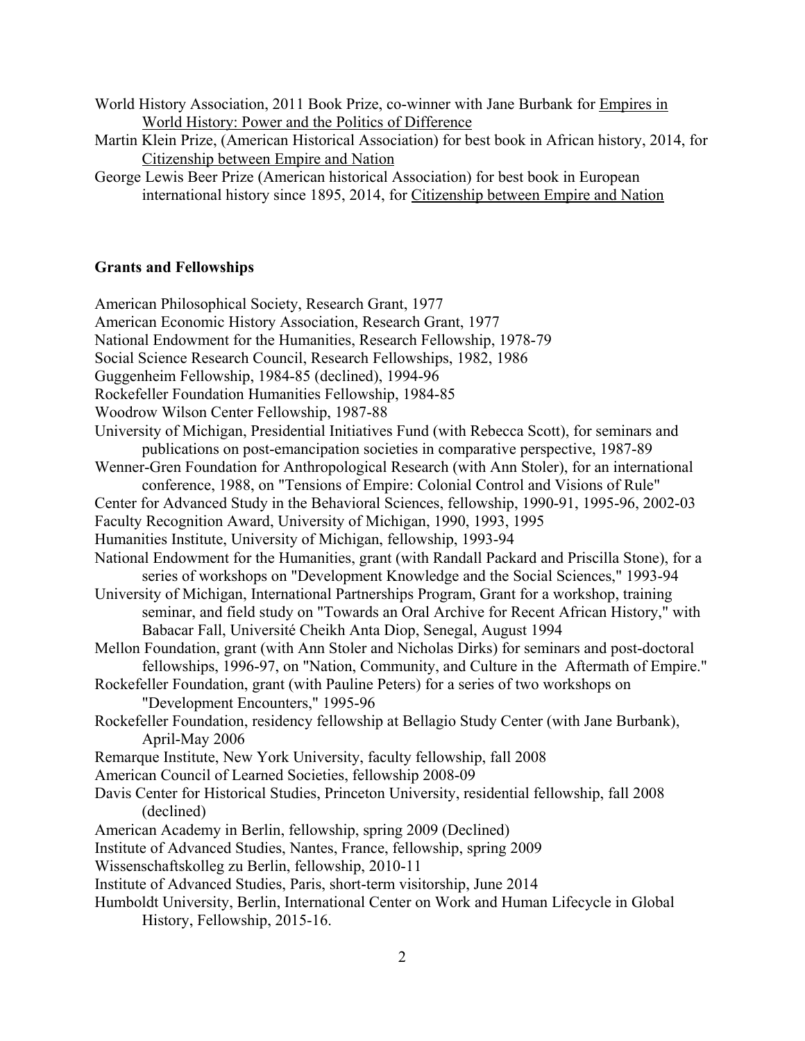World History Association, 2011 Book Prize, co-winner with Jane Burbank for Empires in World History: Power and the Politics of Difference

Martin Klein Prize, (American Historical Association) for best book in African history, 2014, for Citizenship between Empire and Nation

George Lewis Beer Prize (American historical Association) for best book in European international history since 1895, 2014, for Citizenship between Empire and Nation

**Grants and Fellowships**

American Philosophical Society, Research Grant, 1977

American Economic History Association, Research Grant, 1977

National Endowment for the Humanities, Research Fellowship, 1978-79

Social Science Research Council, Research Fellowships, 1982, 1986

Guggenheim Fellowship, 1984-85 (declined), 1994-96

Rockefeller Foundation Humanities Fellowship, 1984-85

Woodrow Wilson Center Fellowship, 1987-88

University of Michigan, Presidential Initiatives Fund (with Rebecca Scott), for seminars and publications on post-emancipation societies in comparative perspective, 1987-89

Wenner-Gren Foundation for Anthropological Research (with Ann Stoler), for an international conference, 1988, on "Tensions of Empire: Colonial Control and Visions of Rule"

Center for Advanced Study in the Behavioral Sciences, fellowship, 1990-91, 1995-96, 2002-03

Faculty Recognition Award, University of Michigan, 1990, 1993, 1995

Humanities Institute, University of Michigan, fellowship, 1993-94

National Endowment for the Humanities, grant (with Randall Packard and Priscilla Stone), for a series of workshops on "Development Knowledge and the Social Sciences," 1993-94

University of Michigan, International Partnerships Program, Grant for a workshop, training seminar, and field study on "Towards an Oral Archive for Recent African History," with Babacar Fall, Université Cheikh Anta Diop, Senegal, August 1994

Mellon Foundation, grant (with Ann Stoler and Nicholas Dirks) for seminars and post-doctoral fellowships, 1996-97, on "Nation, Community, and Culture in the Aftermath of Empire."

Rockefeller Foundation, grant (with Pauline Peters) for a series of two workshops on "Development Encounters," 1995-96

Rockefeller Foundation, residency fellowship at Bellagio Study Center (with Jane Burbank), April-May 2006

Remarque Institute, New York University, faculty fellowship, fall 2008

American Council of Learned Societies, fellowship 2008-09

Davis Center for Historical Studies, Princeton University, residential fellowship, fall 2008 (declined)

American Academy in Berlin, fellowship, spring 2009 (Declined)

Institute of Advanced Studies, Nantes, France, fellowship, spring 2009

Wissenschaftskolleg zu Berlin, fellowship, 2010-11

Institute of Advanced Studies, Paris, short-term visitorship, June 2014

Humboldt University, Berlin, International Center on Work and Human Lifecycle in Global History, Fellowship, 2015-16.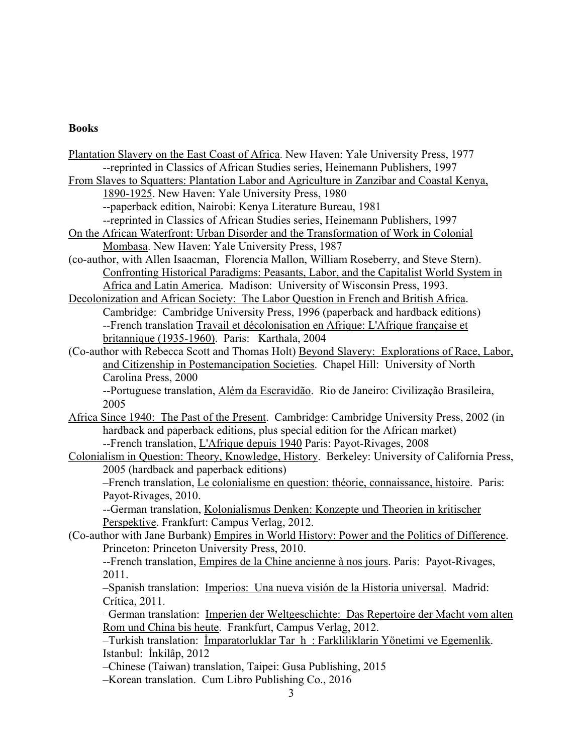**Books**

Plantation Slavery on the East Coast of Africa. New Haven: Yale University Press, 1977
--reprinted in Classics of African Studies series, Heinemann Publishers, 1997

From Slaves to Squatters: Plantation Labor and Agriculture in Zanzibar and Coastal Kenya, 1890-1925. New Haven: Yale University Press, 1980
--paperback edition, Nairobi: Kenya Literature Bureau, 1981
--reprinted in Classics of African Studies series, Heinemann Publishers, 1997

On the African Waterfront: Urban Disorder and the Transformation of Work in Colonial Mombasa. New Haven: Yale University Press, 1987

(co-author, with Allen Isaacman, Florencia Mallon, William Roseberry, and Steve Stern). Confronting Historical Paradigms: Peasants, Labor, and the Capitalist World System in Africa and Latin America. Madison: University of Wisconsin Press, 1993.

Decolonization and African Society: The Labor Question in French and British Africa. Cambridge: Cambridge University Press, 1996 (paperback and hardback editions)
--French translation Travail et décolonisation en Afrique: L'Afrique française et britannique (1935-1960). Paris: Karthala, 2004

(Co-author with Rebecca Scott and Thomas Holt) Beyond Slavery: Explorations of Race, Labor, and Citizenship in Postemancipation Societies. Chapel Hill: University of North Carolina Press, 2000
--Portuguese translation, Além da Escravidão. Rio de Janeiro: Civilização Brasileira, 2005

Africa Since 1940: The Past of the Present. Cambridge: Cambridge University Press, 2002 (in hardback and paperback editions, plus special edition for the African market)
--French translation, L'Afrique depuis 1940 Paris: Payot-Rivages, 2008

Colonialism in Question: Theory, Knowledge, History. Berkeley: University of California Press, 2005 (hardback and paperback editions)
–French translation, Le colonialisme en question: théorie, connaissance, histoire. Paris: Payot-Rivages, 2010.
--German translation, Kolonialismus Denken: Konzepte und Theorien in kritischer Perspektive. Frankfurt: Campus Verlag, 2012.

(Co-author with Jane Burbank) Empires in World History: Power and the Politics of Difference. Princeton: Princeton University Press, 2010.
--French translation, Empires de la Chine ancienne à nos jours. Paris: Payot-Rivages, 2011.
–Spanish translation: Imperios: Una nueva visión de la Historia universal. Madrid: Crítica, 2011.
–German translation: Imperien der Weltgeschichte: Das Repertoire der Macht vom alten Rom und China bis heute. Frankfurt, Campus Verlag, 2012.
–Turkish translation: İmparatorluklar Tar h : Farkliliklarin Yönetimi ve Egemenlik. Istanbul: İnkilâp, 2012
–Chinese (Taiwan) translation, Taipei: Gusa Publishing, 2015
–Korean translation. Cum Libro Publishing Co., 2016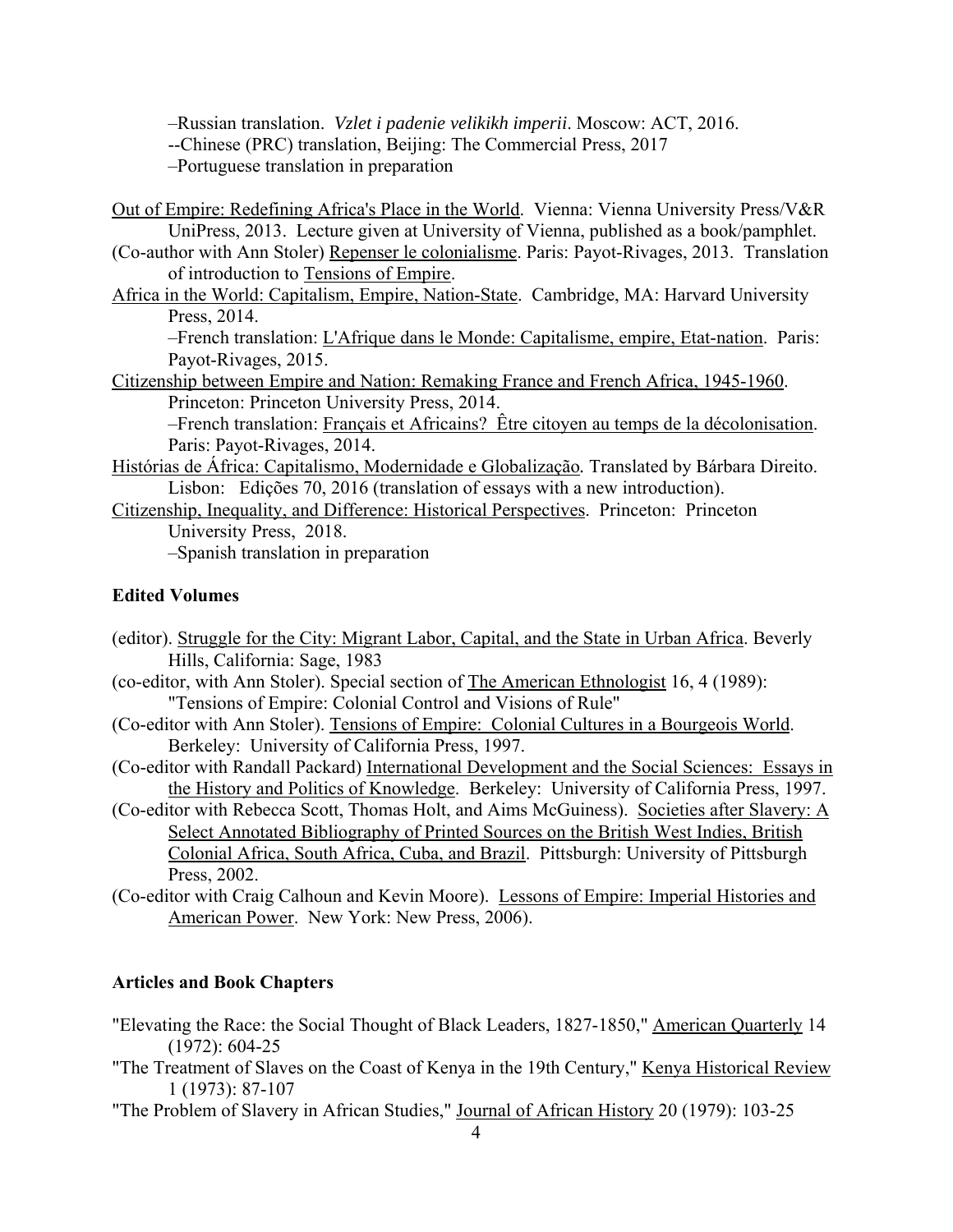–Russian translation. *Vzlet i padenie velikikh imperii*. Moscow: ACT, 2016.
--Chinese (PRC) translation, Beijing: The Commercial Press, 2017
–Portuguese translation in preparation

Out of Empire: Redefining Africa's Place in the World. Vienna: Vienna University Press/V&R UniPress, 2013. Lecture given at University of Vienna, published as a book/pamphlet.

(Co-author with Ann Stoler) Repenser le colonialisme. Paris: Payot-Rivages, 2013. Translation of introduction to Tensions of Empire.

Africa in the World: Capitalism, Empire, Nation-State. Cambridge, MA: Harvard University Press, 2014.
–French translation: L'Afrique dans le Monde: Capitalisme, empire, Etat-nation. Paris: Payot-Rivages, 2015.

Citizenship between Empire and Nation: Remaking France and French Africa, 1945-1960. Princeton: Princeton University Press, 2014.
–French translation: Français et Africains? Être citoyen au temps de la décolonisation. Paris: Payot-Rivages, 2014.

Histórias de África: Capitalismo, Modernidade e Globalização. Translated by Bárbara Direito. Lisbon: Edições 70, 2016 (translation of essays with a new introduction).

Citizenship, Inequality, and Difference: Historical Perspectives. Princeton: Princeton University Press, 2018.
–Spanish translation in preparation

**Edited Volumes**

(editor). Struggle for the City: Migrant Labor, Capital, and the State in Urban Africa. Beverly Hills, California: Sage, 1983

(co-editor, with Ann Stoler). Special section of The American Ethnologist 16, 4 (1989): "Tensions of Empire: Colonial Control and Visions of Rule"

(Co-editor with Ann Stoler). Tensions of Empire: Colonial Cultures in a Bourgeois World. Berkeley: University of California Press, 1997.

(Co-editor with Randall Packard) International Development and the Social Sciences: Essays in the History and Politics of Knowledge. Berkeley: University of California Press, 1997.

(Co-editor with Rebecca Scott, Thomas Holt, and Aims McGuiness). Societies after Slavery: A Select Annotated Bibliography of Printed Sources on the British West Indies, British Colonial Africa, South Africa, Cuba, and Brazil. Pittsburgh: University of Pittsburgh Press, 2002.

(Co-editor with Craig Calhoun and Kevin Moore). Lessons of Empire: Imperial Histories and American Power. New York: New Press, 2006).

**Articles and Book Chapters**

"Elevating the Race: the Social Thought of Black Leaders, 1827-1850," American Quarterly 14 (1972): 604-25

"The Treatment of Slaves on the Coast of Kenya in the 19th Century," Kenya Historical Review 1 (1973): 87-107

"The Problem of Slavery in African Studies," Journal of African History 20 (1979): 103-25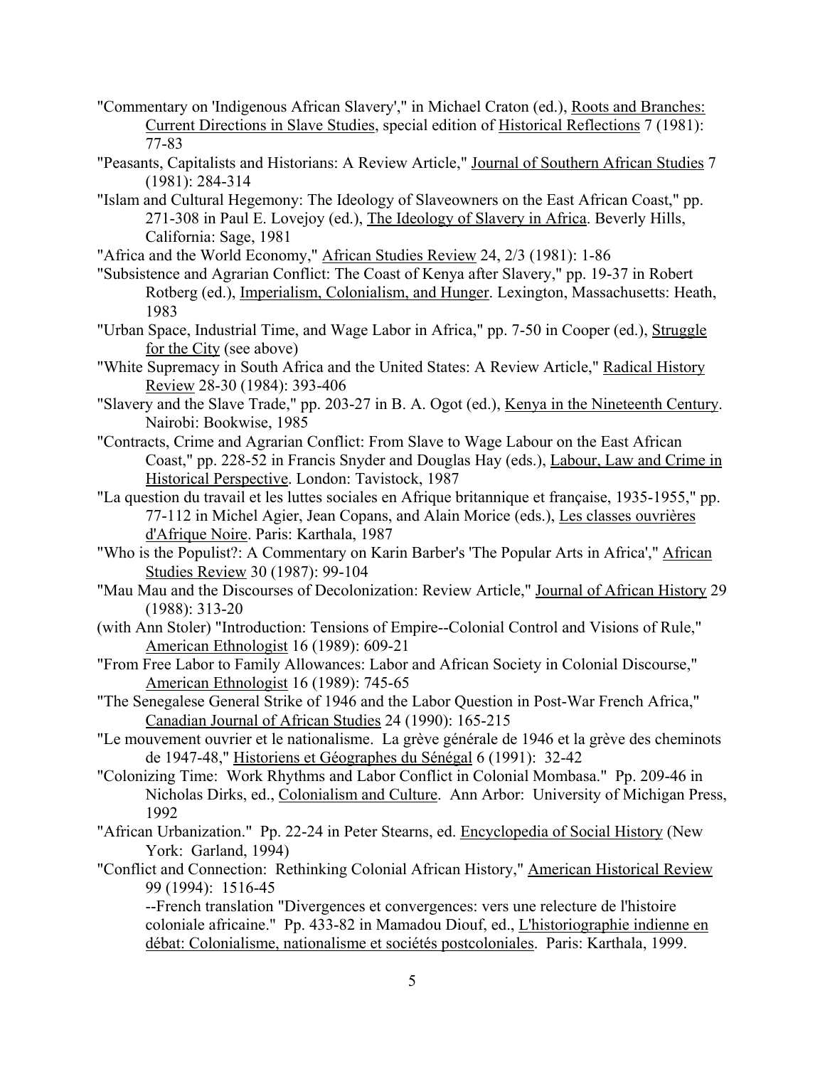"Commentary on 'Indigenous African Slavery'," in Michael Craton (ed.), Roots and Branches: Current Directions in Slave Studies, special edition of Historical Reflections 7 (1981): 77-83

"Peasants, Capitalists and Historians: A Review Article," Journal of Southern African Studies 7 (1981): 284-314

"Islam and Cultural Hegemony: The Ideology of Slaveowners on the East African Coast," pp. 271-308 in Paul E. Lovejoy (ed.), The Ideology of Slavery in Africa. Beverly Hills, California: Sage, 1981

"Africa and the World Economy," African Studies Review 24, 2/3 (1981): 1-86

"Subsistence and Agrarian Conflict: The Coast of Kenya after Slavery," pp. 19-37 in Robert Rotberg (ed.), Imperialism, Colonialism, and Hunger. Lexington, Massachusetts: Heath, 1983

"Urban Space, Industrial Time, and Wage Labor in Africa," pp. 7-50 in Cooper (ed.), Struggle for the City (see above)

"White Supremacy in South Africa and the United States: A Review Article," Radical History Review 28-30 (1984): 393-406

"Slavery and the Slave Trade," pp. 203-27 in B. A. Ogot (ed.), Kenya in the Nineteenth Century. Nairobi: Bookwise, 1985

"Contracts, Crime and Agrarian Conflict: From Slave to Wage Labour on the East African Coast," pp. 228-52 in Francis Snyder and Douglas Hay (eds.), Labour, Law and Crime in Historical Perspective. London: Tavistock, 1987

"La question du travail et les luttes sociales en Afrique britannique et française, 1935-1955," pp. 77-112 in Michel Agier, Jean Copans, and Alain Morice (eds.), Les classes ouvrières d'Afrique Noire. Paris: Karthala, 1987

"Who is the Populist?: A Commentary on Karin Barber's 'The Popular Arts in Africa'," African Studies Review 30 (1987): 99-104

"Mau Mau and the Discourses of Decolonization: Review Article," Journal of African History 29 (1988): 313-20

(with Ann Stoler) "Introduction: Tensions of Empire--Colonial Control and Visions of Rule," American Ethnologist 16 (1989): 609-21

"From Free Labor to Family Allowances: Labor and African Society in Colonial Discourse," American Ethnologist 16 (1989): 745-65

"The Senegalese General Strike of 1946 and the Labor Question in Post-War French Africa," Canadian Journal of African Studies 24 (1990): 165-215

"Le mouvement ouvrier et le nationalisme. La grève générale de 1946 et la grève des cheminots de 1947-48," Historiens et Géographes du Sénégal 6 (1991): 32-42

"Colonizing Time: Work Rhythms and Labor Conflict in Colonial Mombasa." Pp. 209-46 in Nicholas Dirks, ed., Colonialism and Culture. Ann Arbor: University of Michigan Press, 1992

"African Urbanization." Pp. 22-24 in Peter Stearns, ed. Encyclopedia of Social History (New York: Garland, 1994)

"Conflict and Connection: Rethinking Colonial African History," American Historical Review 99 (1994): 1516-45

--French translation "Divergences et convergences: vers une relecture de l'histoire coloniale africaine." Pp. 433-82 in Mamadou Diouf, ed., L'historiographie indienne en débat: Colonialisme, nationalisme et sociétés postcoloniales. Paris: Karthala, 1999.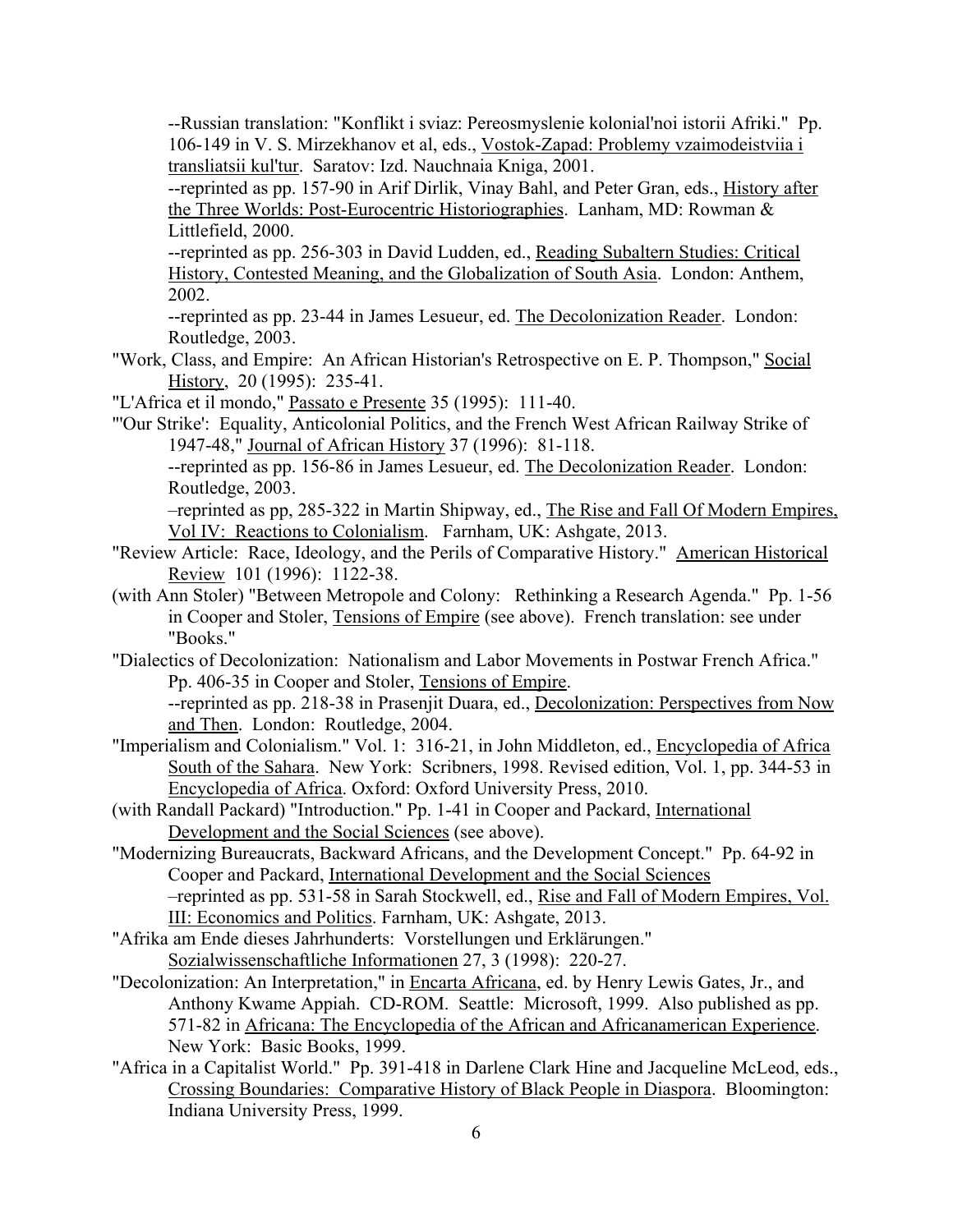--Russian translation: "Konflikt i sviaz: Pereosmyslenie kolonial'noi istorii Afriki." Pp. 106-149 in V. S. Mirzekhanov et al, eds., Vostok-Zapad: Problemy vzaimodeistviia i transliatsii kul'tur. Saratov: Izd. Nauchnaia Kniga, 2001.

--reprinted as pp. 157-90 in Arif Dirlik, Vinay Bahl, and Peter Gran, eds., History after the Three Worlds: Post-Eurocentric Historiographies. Lanham, MD: Rowman & Littlefield, 2000.

--reprinted as pp. 256-303 in David Ludden, ed., Reading Subaltern Studies: Critical History, Contested Meaning, and the Globalization of South Asia. London: Anthem, 2002.

--reprinted as pp. 23-44 in James Lesueur, ed. The Decolonization Reader. London: Routledge, 2003.

"Work, Class, and Empire: An African Historian's Retrospective on E. P. Thompson," Social History, 20 (1995): 235-41.

"L'Africa et il mondo," Passato e Presente 35 (1995): 111-40.

"'Our Strike': Equality, Anticolonial Politics, and the French West African Railway Strike of 1947-48," Journal of African History 37 (1996): 81-118.

--reprinted as pp. 156-86 in James Lesueur, ed. The Decolonization Reader. London: Routledge, 2003.

–reprinted as pp, 285-322 in Martin Shipway, ed., The Rise and Fall Of Modern Empires, Vol IV: Reactions to Colonialism. Farnham, UK: Ashgate, 2013.

"Review Article: Race, Ideology, and the Perils of Comparative History." American Historical Review 101 (1996): 1122-38.

(with Ann Stoler) "Between Metropole and Colony: Rethinking a Research Agenda." Pp. 1-56 in Cooper and Stoler, Tensions of Empire (see above). French translation: see under "Books."

"Dialectics of Decolonization: Nationalism and Labor Movements in Postwar French Africa." Pp. 406-35 in Cooper and Stoler, Tensions of Empire.

--reprinted as pp. 218-38 in Prasenjit Duara, ed., Decolonization: Perspectives from Now and Then. London: Routledge, 2004.

"Imperialism and Colonialism." Vol. 1: 316-21, in John Middleton, ed., Encyclopedia of Africa South of the Sahara. New York: Scribners, 1998. Revised edition, Vol. 1, pp. 344-53 in Encyclopedia of Africa. Oxford: Oxford University Press, 2010.

(with Randall Packard) "Introduction." Pp. 1-41 in Cooper and Packard, International Development and the Social Sciences (see above).

"Modernizing Bureaucrats, Backward Africans, and the Development Concept." Pp. 64-92 in Cooper and Packard, International Development and the Social Sciences

–reprinted as pp. 531-58 in Sarah Stockwell, ed., Rise and Fall of Modern Empires, Vol. III: Economics and Politics. Farnham, UK: Ashgate, 2013.

"Afrika am Ende dieses Jahrhunderts: Vorstellungen und Erklärungen." Sozialwissenschaftliche Informationen 27, 3 (1998): 220-27.

"Decolonization: An Interpretation," in Encarta Africana, ed. by Henry Lewis Gates, Jr., and Anthony Kwame Appiah. CD-ROM. Seattle: Microsoft, 1999. Also published as pp. 571-82 in Africana: The Encyclopedia of the African and Africanamerican Experience. New York: Basic Books, 1999.

"Africa in a Capitalist World." Pp. 391-418 in Darlene Clark Hine and Jacqueline McLeod, eds., Crossing Boundaries: Comparative History of Black People in Diaspora. Bloomington: Indiana University Press, 1999.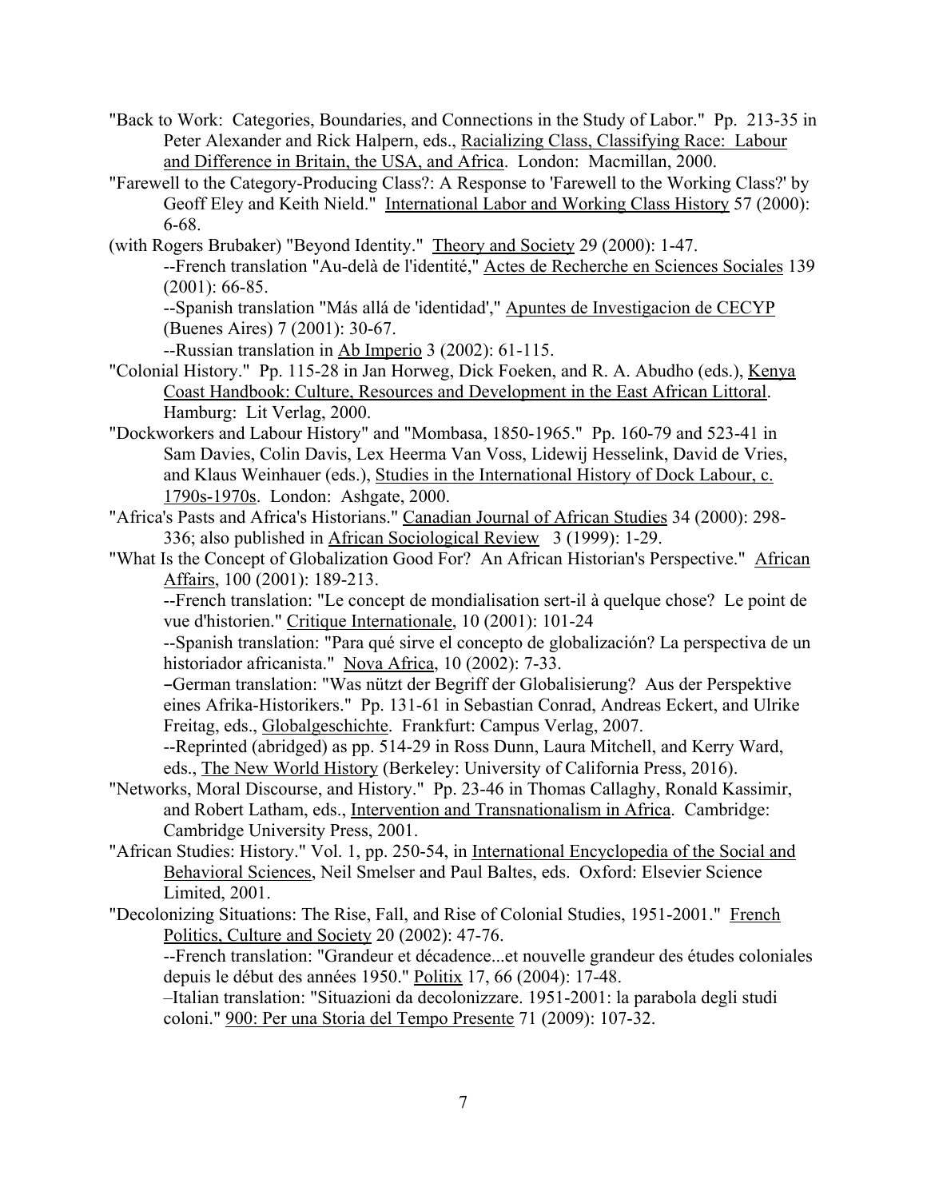"Back to Work: Categories, Boundaries, and Connections in the Study of Labor." Pp. 213-35 in Peter Alexander and Rick Halpern, eds., Racializing Class, Classifying Race: Labour and Difference in Britain, the USA, and Africa. London: Macmillan, 2000.

"Farewell to the Category-Producing Class?: A Response to 'Farewell to the Working Class?' by Geoff Eley and Keith Nield." International Labor and Working Class History 57 (2000): 6-68.

(with Rogers Brubaker) "Beyond Identity." Theory and Society 29 (2000): 1-47.
--French translation "Au-delà de l'identité," Actes de Recherche en Sciences Sociales 139 (2001): 66-85.
--Spanish translation "Más allá de 'identidad'," Apuntes de Investigacion de CECYP (Buenes Aires) 7 (2001): 30-67.
--Russian translation in Ab Imperio 3 (2002): 61-115.

"Colonial History." Pp. 115-28 in Jan Horweg, Dick Foeken, and R. A. Abudho (eds.), Kenya Coast Handbook: Culture, Resources and Development in the East African Littoral. Hamburg: Lit Verlag, 2000.

"Dockworkers and Labour History" and "Mombasa, 1850-1965." Pp. 160-79 and 523-41 in Sam Davies, Colin Davis, Lex Heerma Van Voss, Lidewij Hesselink, David de Vries, and Klaus Weinhauer (eds.), Studies in the International History of Dock Labour, c. 1790s-1970s. London: Ashgate, 2000.

"Africa's Pasts and Africa's Historians." Canadian Journal of African Studies 34 (2000): 298-336; also published in African Sociological Review 3 (1999): 1-29.

"What Is the Concept of Globalization Good For? An African Historian's Perspective." African Affairs, 100 (2001): 189-213.
--French translation: "Le concept de mondialisation sert-il à quelque chose? Le point de vue d'historien." Critique Internationale, 10 (2001): 101-24
--Spanish translation: "Para qué sirve el concepto de globalización? La perspectiva de un historiador africanista." Nova Africa, 10 (2002): 7-33.
–German translation: "Was nützt der Begriff der Globalisierung? Aus der Perspektive eines Afrika-Historikers." Pp. 131-61 in Sebastian Conrad, Andreas Eckert, and Ulrike Freitag, eds., Globalgeschichte. Frankfurt: Campus Verlag, 2007.
--Reprinted (abridged) as pp. 514-29 in Ross Dunn, Laura Mitchell, and Kerry Ward, eds., The New World History (Berkeley: University of California Press, 2016).

"Networks, Moral Discourse, and History." Pp. 23-46 in Thomas Callaghy, Ronald Kassimir, and Robert Latham, eds., Intervention and Transnationalism in Africa. Cambridge: Cambridge University Press, 2001.

"African Studies: History." Vol. 1, pp. 250-54, in International Encyclopedia of the Social and Behavioral Sciences, Neil Smelser and Paul Baltes, eds. Oxford: Elsevier Science Limited, 2001.

"Decolonizing Situations: The Rise, Fall, and Rise of Colonial Studies, 1951-2001." French Politics, Culture and Society 20 (2002): 47-76.
--French translation: "Grandeur et décadence...et nouvelle grandeur des études coloniales depuis le début des années 1950." Politix 17, 66 (2004): 17-48.
–Italian translation: "Situazioni da decolonizzare. 1951-2001: la parabola degli studi coloni." 900: Per una Storia del Tempo Presente 71 (2009): 107-32.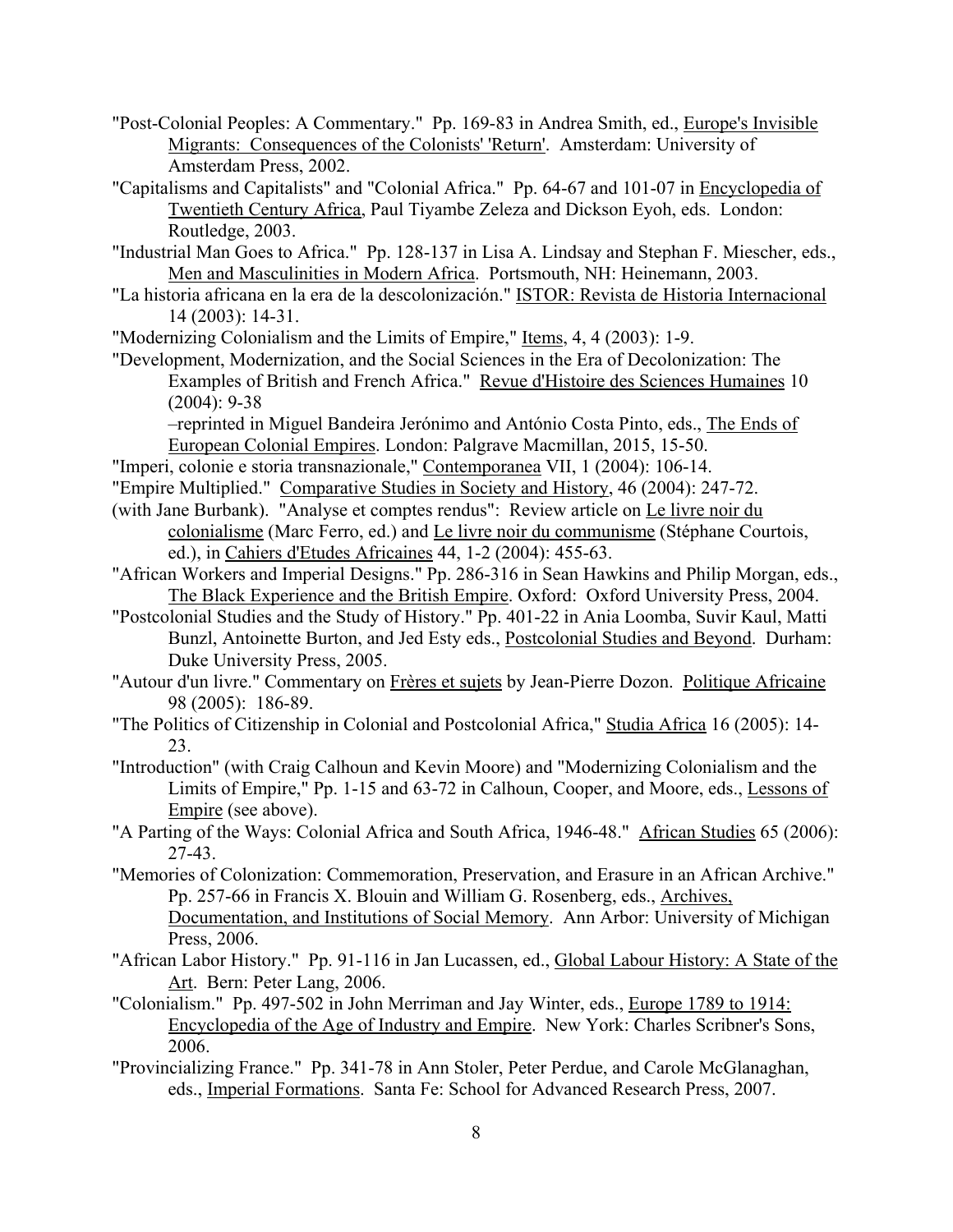"Post-Colonial Peoples: A Commentary." Pp. 169-83 in Andrea Smith, ed., Europe's Invisible Migrants: Consequences of the Colonists' 'Return'. Amsterdam: University of Amsterdam Press, 2002.

"Capitalisms and Capitalists" and "Colonial Africa." Pp. 64-67 and 101-07 in Encyclopedia of Twentieth Century Africa, Paul Tiyambe Zeleza and Dickson Eyoh, eds. London: Routledge, 2003.

"Industrial Man Goes to Africa." Pp. 128-137 in Lisa A. Lindsay and Stephan F. Miescher, eds., Men and Masculinities in Modern Africa. Portsmouth, NH: Heinemann, 2003.

"La historia africana en la era de la descolonización." ISTOR: Revista de Historia Internacional 14 (2003): 14-31.

"Modernizing Colonialism and the Limits of Empire," Items, 4, 4 (2003): 1-9.

"Development, Modernization, and the Social Sciences in the Era of Decolonization: The Examples of British and French Africa." Revue d'Histoire des Sciences Humaines 10 (2004): 9-38
–reprinted in Miguel Bandeira Jerónimo and António Costa Pinto, eds., The Ends of European Colonial Empires. London: Palgrave Macmillan, 2015, 15-50.

"Imperi, colonie e storia transnazionale," Contemporanea VII, 1 (2004): 106-14.

"Empire Multiplied." Comparative Studies in Society and History, 46 (2004): 247-72.

(with Jane Burbank). "Analyse et comptes rendus": Review article on Le livre noir du colonialisme (Marc Ferro, ed.) and Le livre noir du communisme (Stéphane Courtois, ed.), in Cahiers d'Etudes Africaines 44, 1-2 (2004): 455-63.

"African Workers and Imperial Designs." Pp. 286-316 in Sean Hawkins and Philip Morgan, eds., The Black Experience and the British Empire. Oxford: Oxford University Press, 2004.

"Postcolonial Studies and the Study of History." Pp. 401-22 in Ania Loomba, Suvir Kaul, Matti Bunzl, Antoinette Burton, and Jed Esty eds., Postcolonial Studies and Beyond. Durham: Duke University Press, 2005.

"Autour d'un livre." Commentary on Frères et sujets by Jean-Pierre Dozon. Politique Africaine 98 (2005): 186-89.

"The Politics of Citizenship in Colonial and Postcolonial Africa," Studia Africa 16 (2005): 14-23.

"Introduction" (with Craig Calhoun and Kevin Moore) and "Modernizing Colonialism and the Limits of Empire," Pp. 1-15 and 63-72 in Calhoun, Cooper, and Moore, eds., Lessons of Empire (see above).

"A Parting of the Ways: Colonial Africa and South Africa, 1946-48." African Studies 65 (2006): 27-43.

"Memories of Colonization: Commemoration, Preservation, and Erasure in an African Archive." Pp. 257-66 in Francis X. Blouin and William G. Rosenberg, eds., Archives, Documentation, and Institutions of Social Memory. Ann Arbor: University of Michigan Press, 2006.

"African Labor History." Pp. 91-116 in Jan Lucassen, ed., Global Labour History: A State of the Art. Bern: Peter Lang, 2006.

"Colonialism." Pp. 497-502 in John Merriman and Jay Winter, eds., Europe 1789 to 1914: Encyclopedia of the Age of Industry and Empire. New York: Charles Scribner's Sons, 2006.

"Provincializing France." Pp. 341-78 in Ann Stoler, Peter Perdue, and Carole McGlanaghan, eds., Imperial Formations. Santa Fe: School for Advanced Research Press, 2007.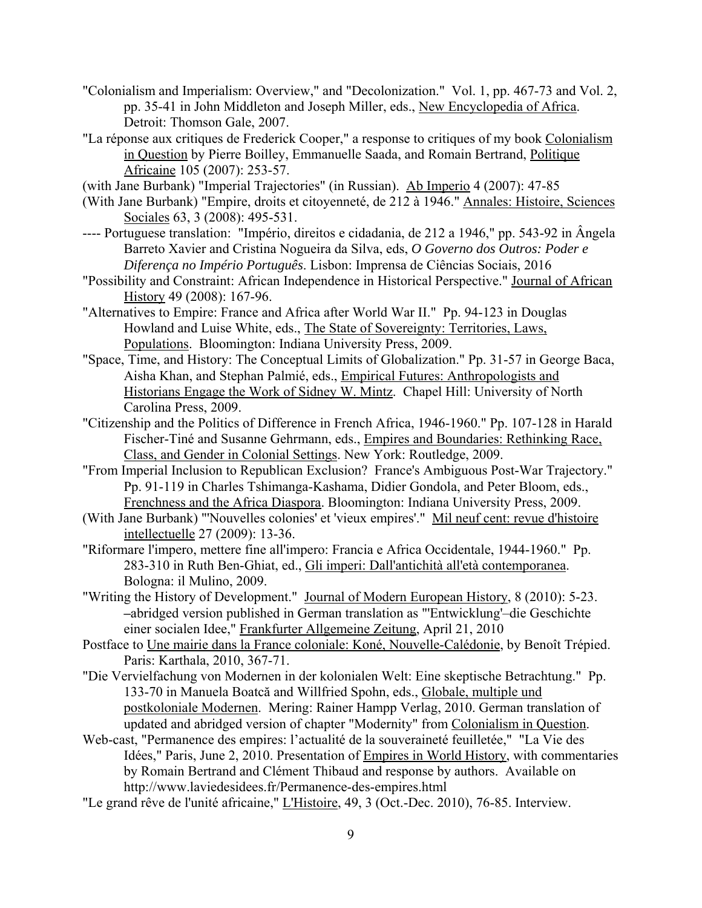"Colonialism and Imperialism: Overview," and "Decolonization." Vol. 1, pp. 467-73 and Vol. 2, pp. 35-41 in John Middleton and Joseph Miller, eds., New Encyclopedia of Africa. Detroit: Thomson Gale, 2007.

"La réponse aux critiques de Frederick Cooper," a response to critiques of my book Colonialism in Question by Pierre Boilley, Emmanuelle Saada, and Romain Bertrand, Politique Africaine 105 (2007): 253-57.

(with Jane Burbank) "Imperial Trajectories" (in Russian). Ab Imperio 4 (2007): 47-85

(With Jane Burbank) "Empire, droits et citoyenneté, de 212 à 1946." Annales: Histoire, Sciences Sociales 63, 3 (2008): 495-531.

---- Portuguese translation: "Império, direitos e cidadania, de 212 a 1946," pp. 543-92 in Ângela Barreto Xavier and Cristina Nogueira da Silva, eds, *O Governo dos Outros: Poder e Diferença no Império Português*. Lisbon: Imprensa de Ciências Sociais, 2016

"Possibility and Constraint: African Independence in Historical Perspective." Journal of African History 49 (2008): 167-96.

"Alternatives to Empire: France and Africa after World War II." Pp. 94-123 in Douglas Howland and Luise White, eds., The State of Sovereignty: Territories, Laws, Populations. Bloomington: Indiana University Press, 2009.

"Space, Time, and History: The Conceptual Limits of Globalization." Pp. 31-57 in George Baca, Aisha Khan, and Stephan Palmié, eds., Empirical Futures: Anthropologists and Historians Engage the Work of Sidney W. Mintz. Chapel Hill: University of North Carolina Press, 2009.

"Citizenship and the Politics of Difference in French Africa, 1946-1960." Pp. 107-128 in Harald Fischer-Tiné and Susanne Gehrmann, eds., Empires and Boundaries: Rethinking Race, Class, and Gender in Colonial Settings. New York: Routledge, 2009.

"From Imperial Inclusion to Republican Exclusion? France's Ambiguous Post-War Trajectory." Pp. 91-119 in Charles Tshimanga-Kashama, Didier Gondola, and Peter Bloom, eds., Frenchness and the Africa Diaspora. Bloomington: Indiana University Press, 2009.

(With Jane Burbank) "'Nouvelles colonies' et 'vieux empires'." Mil neuf cent: revue d'histoire intellectuelle 27 (2009): 13-36.

"Riformare l'impero, mettere fine all'impero: Francia e Africa Occidentale, 1944-1960." Pp. 283-310 in Ruth Ben-Ghiat, ed., Gli imperi: Dall'antichità all'età contemporanea. Bologna: il Mulino, 2009.

"Writing the History of Development." Journal of Modern European History, 8 (2010): 5-23. –abridged version published in German translation as "'Entwicklung'–die Geschichte einer socialen Idee," Frankfurter Allgemeine Zeitung, April 21, 2010

Postface to Une mairie dans la France coloniale: Koné, Nouvelle-Calédonie, by Benoît Trépied. Paris: Karthala, 2010, 367-71.

"Die Vervielfachung von Modernen in der kolonialen Welt: Eine skeptische Betrachtung." Pp. 133-70 in Manuela Boatcă and Willfried Spohn, eds., Globale, multiple und postkoloniale Modernen. Mering: Rainer Hampp Verlag, 2010. German translation of updated and abridged version of chapter "Modernity" from Colonialism in Question.

Web-cast, "Permanence des empires: l'actualité de la souveraineté feuilletée," "La Vie des Idées," Paris, June 2, 2010. Presentation of Empires in World History, with commentaries by Romain Bertrand and Clément Thibaud and response by authors. Available on http://www.laviedesidees.fr/Permanence-des-empires.html

"Le grand rêve de l'unité africaine," L'Histoire, 49, 3 (Oct.-Dec. 2010), 76-85. Interview.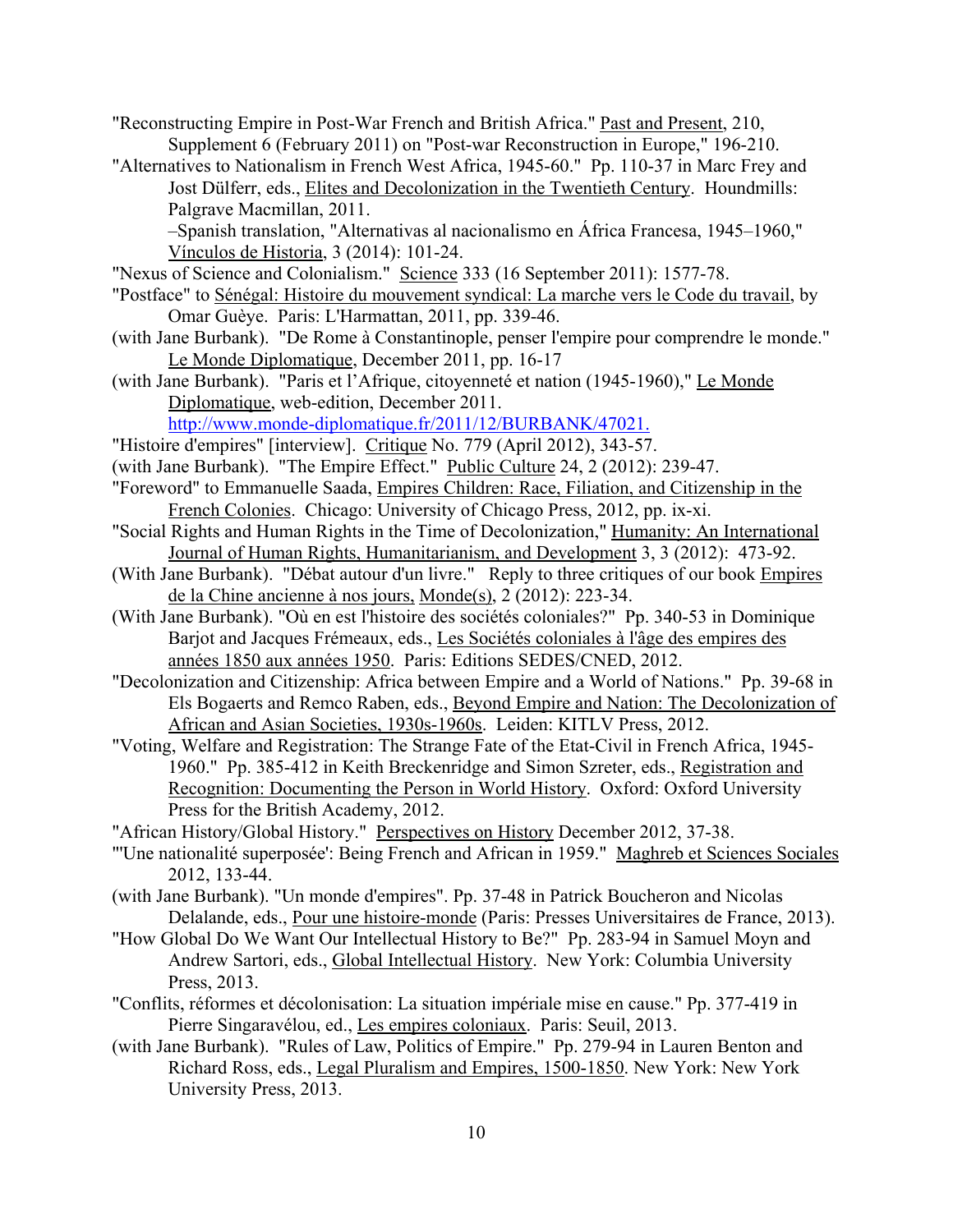"Reconstructing Empire in Post-War French and British Africa." Past and Present, 210, Supplement 6 (February 2011) on "Post-war Reconstruction in Europe," 196-210.

"Alternatives to Nationalism in French West Africa, 1945-60." Pp. 110-37 in Marc Frey and Jost Dülferr, eds., Elites and Decolonization in the Twentieth Century. Houndmills: Palgrave Macmillan, 2011.
–Spanish translation, "Alternativas al nacionalismo en África Francesa, 1945–1960," Vínculos de Historia, 3 (2014): 101-24.

"Nexus of Science and Colonialism." Science 333 (16 September 2011): 1577-78.

"Postface" to Sénégal: Histoire du mouvement syndical: La marche vers le Code du travail, by Omar Guèye. Paris: L'Harmattan, 2011, pp. 339-46.

(with Jane Burbank). "De Rome à Constantinople, penser l'empire pour comprendre le monde." Le Monde Diplomatique, December 2011, pp. 16-17

(with Jane Burbank). "Paris et l'Afrique, citoyenneté et nation (1945-1960)," Le Monde Diplomatique, web-edition, December 2011. http://www.monde-diplomatique.fr/2011/12/BURBANK/47021.

"Histoire d'empires" [interview]. Critique No. 779 (April 2012), 343-57.

(with Jane Burbank). "The Empire Effect." Public Culture 24, 2 (2012): 239-47.

"Foreword" to Emmanuelle Saada, Empires Children: Race, Filiation, and Citizenship in the French Colonies. Chicago: University of Chicago Press, 2012, pp. ix-xi.

"Social Rights and Human Rights in the Time of Decolonization," Humanity: An International Journal of Human Rights, Humanitarianism, and Development 3, 3 (2012): 473-92.

(With Jane Burbank). "Débat autour d'un livre." Reply to three critiques of our book Empires de la Chine ancienne à nos jours, Monde(s), 2 (2012): 223-34.

(With Jane Burbank). "Où en est l'histoire des sociétés coloniales?" Pp. 340-53 in Dominique Barjot and Jacques Frémeaux, eds., Les Sociétés coloniales à l'âge des empires des années 1850 aux années 1950. Paris: Editions SEDES/CNED, 2012.

"Decolonization and Citizenship: Africa between Empire and a World of Nations." Pp. 39-68 in Els Bogaerts and Remco Raben, eds., Beyond Empire and Nation: The Decolonization of African and Asian Societies, 1930s-1960s. Leiden: KITLV Press, 2012.

"Voting, Welfare and Registration: The Strange Fate of the Etat-Civil in French Africa, 1945-1960." Pp. 385-412 in Keith Breckenridge and Simon Szreter, eds., Registration and Recognition: Documenting the Person in World History. Oxford: Oxford University Press for the British Academy, 2012.

"African History/Global History." Perspectives on History December 2012, 37-38.

"'Une nationalité superposée': Being French and African in 1959." Maghreb et Sciences Sociales 2012, 133-44.

(with Jane Burbank). "Un monde d'empires". Pp. 37-48 in Patrick Boucheron and Nicolas Delalande, eds., Pour une histoire-monde (Paris: Presses Universitaires de France, 2013).

"How Global Do We Want Our Intellectual History to Be?" Pp. 283-94 in Samuel Moyn and Andrew Sartori, eds., Global Intellectual History. New York: Columbia University Press, 2013.

"Conflits, réformes et décolonisation: La situation impériale mise en cause." Pp. 377-419 in Pierre Singaravélou, ed., Les empires coloniaux. Paris: Seuil, 2013.

(with Jane Burbank). "Rules of Law, Politics of Empire." Pp. 279-94 in Lauren Benton and Richard Ross, eds., Legal Pluralism and Empires, 1500-1850. New York: New York University Press, 2013.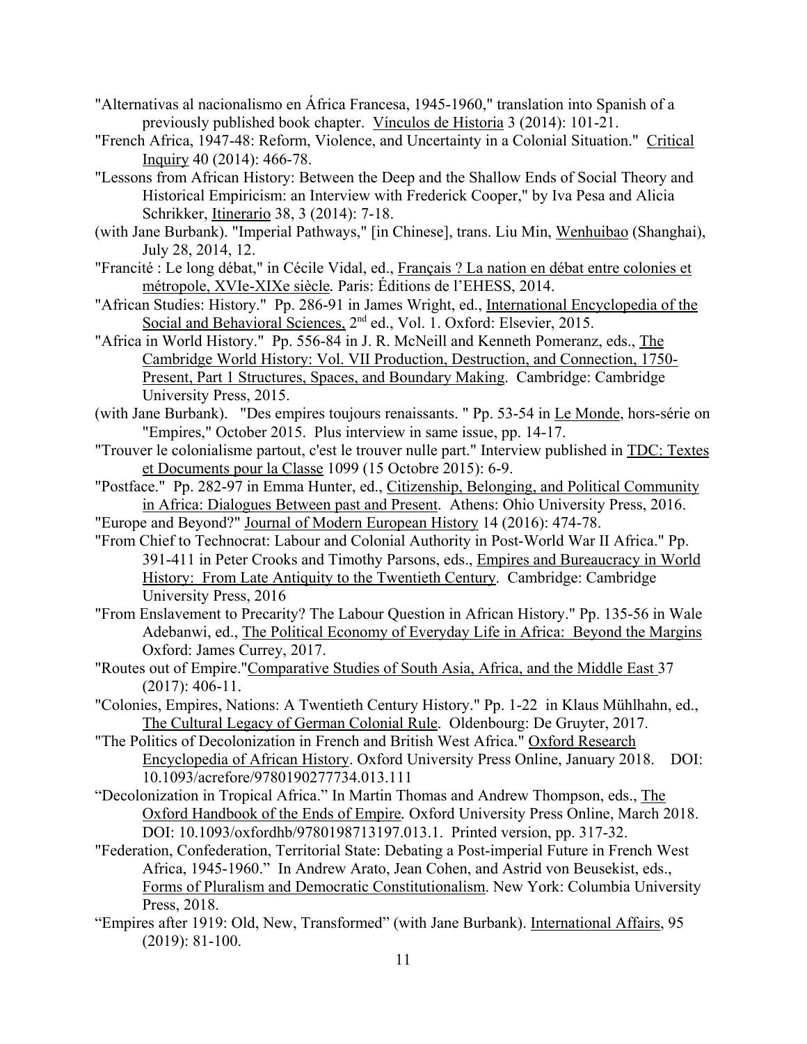"Alternativas al nacionalismo en África Francesa, 1945-1960," translation into Spanish of a previously published book chapter. Vínculos de Historia 3 (2014): 101-21.

"French Africa, 1947-48: Reform, Violence, and Uncertainty in a Colonial Situation." Critical Inquiry 40 (2014): 466-78.

"Lessons from African History: Between the Deep and the Shallow Ends of Social Theory and Historical Empiricism: an Interview with Frederick Cooper," by Iva Pesa and Alicia Schrikker, Itinerario 38, 3 (2014): 7-18.

(with Jane Burbank). "Imperial Pathways," [in Chinese], trans. Liu Min, Wenhuibao (Shanghai), July 28, 2014, 12.

"Francité : Le long débat," in Cécile Vidal, ed., Français ? La nation en débat entre colonies et métropole, XVIe-XIXe siècle. Paris: Éditions de l'EHESS, 2014.

"African Studies: History." Pp. 286-91 in James Wright, ed., International Encyclopedia of the Social and Behavioral Sciences, 2nd ed., Vol. 1. Oxford: Elsevier, 2015.

"Africa in World History." Pp. 556-84 in J. R. McNeill and Kenneth Pomeranz, eds., The Cambridge World History: Vol. VII Production, Destruction, and Connection, 1750-Present, Part 1 Structures, Spaces, and Boundary Making. Cambridge: Cambridge University Press, 2015.

(with Jane Burbank). "Des empires toujours renaissants. " Pp. 53-54 in Le Monde, hors-série on "Empires," October 2015. Plus interview in same issue, pp. 14-17.

"Trouver le colonialisme partout, c'est le trouver nulle part." Interview published in TDC: Textes et Documents pour la Classe 1099 (15 Octobre 2015): 6-9.

"Postface." Pp. 282-97 in Emma Hunter, ed., Citizenship, Belonging, and Political Community in Africa: Dialogues Between past and Present. Athens: Ohio University Press, 2016.

"Europe and Beyond?" Journal of Modern European History 14 (2016): 474-78.

"From Chief to Technocrat: Labour and Colonial Authority in Post-World War II Africa." Pp. 391-411 in Peter Crooks and Timothy Parsons, eds., Empires and Bureaucracy in World History: From Late Antiquity to the Twentieth Century. Cambridge: Cambridge University Press, 2016

"From Enslavement to Precarity? The Labour Question in African History." Pp. 135-56 in Wale Adebanwi, ed., The Political Economy of Everyday Life in Africa: Beyond the Margins Oxford: James Currey, 2017.

"Routes out of Empire."Comparative Studies of South Asia, Africa, and the Middle East 37 (2017): 406-11.

"Colonies, Empires, Nations: A Twentieth Century History." Pp. 1-22 in Klaus Mühlhahn, ed., The Cultural Legacy of German Colonial Rule. Oldenbourg: De Gruyter, 2017.

"The Politics of Decolonization in French and British West Africa." Oxford Research Encyclopedia of African History. Oxford University Press Online, January 2018. DOI: 10.1093/acrefore/9780190277734.013.111

"Decolonization in Tropical Africa." In Martin Thomas and Andrew Thompson, eds., The Oxford Handbook of the Ends of Empire. Oxford University Press Online, March 2018. DOI: 10.1093/oxfordhb/9780198713197.013.1. Printed version, pp. 317-32.

"Federation, Confederation, Territorial State: Debating a Post-imperial Future in French West Africa, 1945-1960." In Andrew Arato, Jean Cohen, and Astrid von Beusekist, eds., Forms of Pluralism and Democratic Constitutionalism. New York: Columbia University Press, 2018.

"Empires after 1919: Old, New, Transformed" (with Jane Burbank). International Affairs, 95 (2019): 81-100.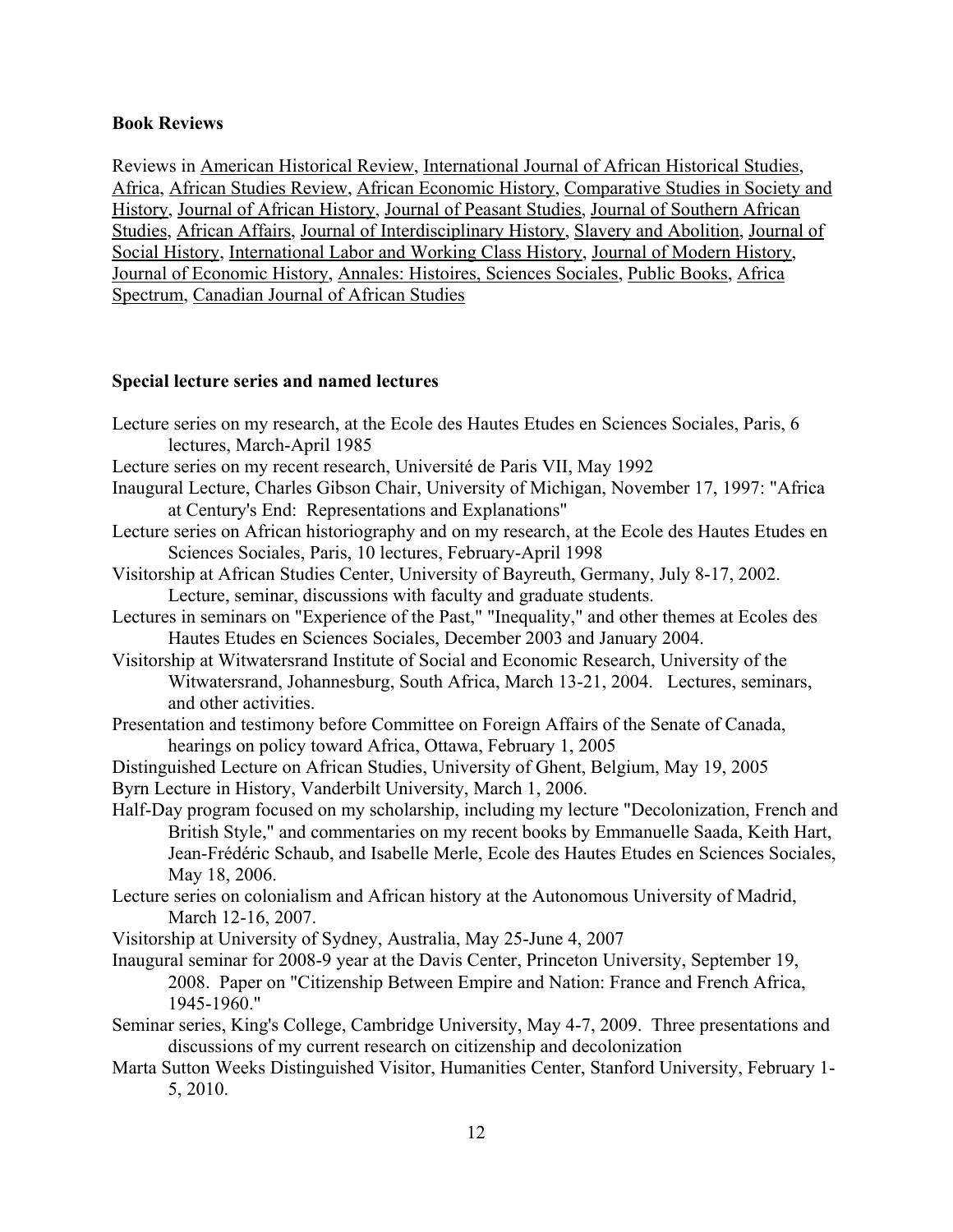**Book Reviews**

Reviews in American Historical Review, International Journal of African Historical Studies, Africa, African Studies Review, African Economic History, Comparative Studies in Society and History, Journal of African History, Journal of Peasant Studies, Journal of Southern African Studies, African Affairs, Journal of Interdisciplinary History, Slavery and Abolition, Journal of Social History, International Labor and Working Class History, Journal of Modern History, Journal of Economic History, Annales: Histoires, Sciences Sociales, Public Books, Africa Spectrum, Canadian Journal of African Studies

**Special lecture series and named lectures**

Lecture series on my research, at the Ecole des Hautes Etudes en Sciences Sociales, Paris, 6 lectures, March-April 1985

Lecture series on my recent research, Université de Paris VII, May 1992

Inaugural Lecture, Charles Gibson Chair, University of Michigan, November 17, 1997: "Africa at Century's End: Representations and Explanations"

Lecture series on African historiography and on my research, at the Ecole des Hautes Etudes en Sciences Sociales, Paris, 10 lectures, February-April 1998

Visitorship at African Studies Center, University of Bayreuth, Germany, July 8-17, 2002. Lecture, seminar, discussions with faculty and graduate students.

Lectures in seminars on "Experience of the Past," "Inequality," and other themes at Ecoles des Hautes Etudes en Sciences Sociales, December 2003 and January 2004.

Visitorship at Witwatersrand Institute of Social and Economic Research, University of the Witwatersrand, Johannesburg, South Africa, March 13-21, 2004. Lectures, seminars, and other activities.

Presentation and testimony before Committee on Foreign Affairs of the Senate of Canada, hearings on policy toward Africa, Ottawa, February 1, 2005

Distinguished Lecture on African Studies, University of Ghent, Belgium, May 19, 2005

Byrn Lecture in History, Vanderbilt University, March 1, 2006.

Half-Day program focused on my scholarship, including my lecture "Decolonization, French and British Style," and commentaries on my recent books by Emmanuelle Saada, Keith Hart, Jean-Frédéric Schaub, and Isabelle Merle, Ecole des Hautes Etudes en Sciences Sociales, May 18, 2006.

Lecture series on colonialism and African history at the Autonomous University of Madrid, March 12-16, 2007.

Visitorship at University of Sydney, Australia, May 25-June 4, 2007

Inaugural seminar for 2008-9 year at the Davis Center, Princeton University, September 19, 2008. Paper on "Citizenship Between Empire and Nation: France and French Africa, 1945-1960."

Seminar series, King's College, Cambridge University, May 4-7, 2009. Three presentations and discussions of my current research on citizenship and decolonization

Marta Sutton Weeks Distinguished Visitor, Humanities Center, Stanford University, February 1-5, 2010.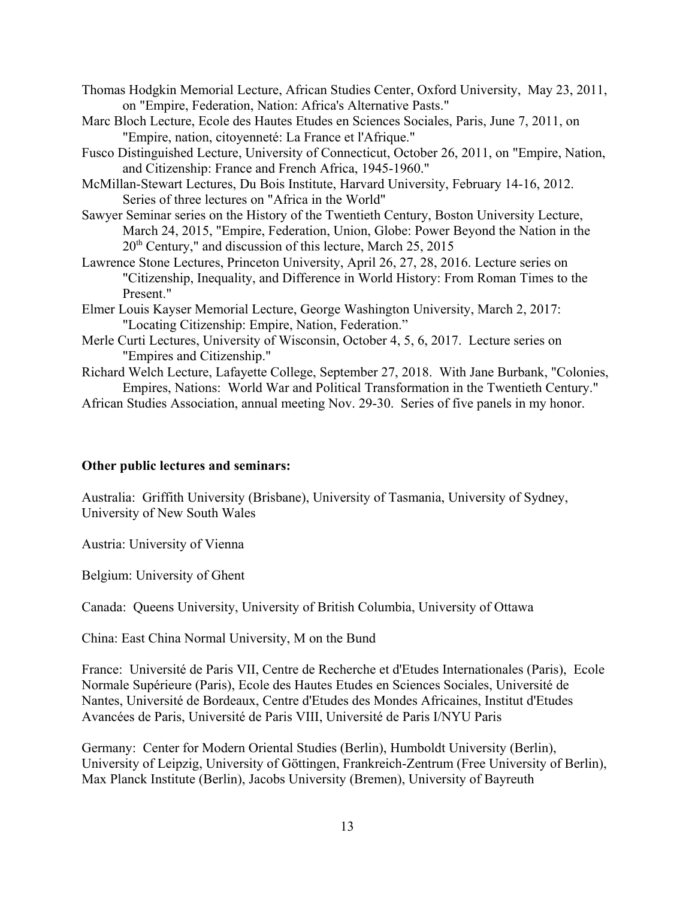Thomas Hodgkin Memorial Lecture, African Studies Center, Oxford University, May 23, 2011, on "Empire, Federation, Nation: Africa's Alternative Pasts."

Marc Bloch Lecture, Ecole des Hautes Etudes en Sciences Sociales, Paris, June 7, 2011, on "Empire, nation, citoyenneté: La France et l'Afrique."

Fusco Distinguished Lecture, University of Connecticut, October 26, 2011, on "Empire, Nation, and Citizenship: France and French Africa, 1945-1960."

McMillan-Stewart Lectures, Du Bois Institute, Harvard University, February 14-16, 2012. Series of three lectures on "Africa in the World"

Sawyer Seminar series on the History of the Twentieth Century, Boston University Lecture, March 24, 2015, "Empire, Federation, Union, Globe: Power Beyond the Nation in the 20th Century," and discussion of this lecture, March 25, 2015

Lawrence Stone Lectures, Princeton University, April 26, 27, 28, 2016. Lecture series on "Citizenship, Inequality, and Difference in World History: From Roman Times to the Present."

Elmer Louis Kayser Memorial Lecture, George Washington University, March 2, 2017: "Locating Citizenship: Empire, Nation, Federation."

Merle Curti Lectures, University of Wisconsin, October 4, 5, 6, 2017. Lecture series on "Empires and Citizenship."

Richard Welch Lecture, Lafayette College, September 27, 2018. With Jane Burbank, "Colonies, Empires, Nations: World War and Political Transformation in the Twentieth Century."

African Studies Association, annual meeting Nov. 29-30. Series of five panels in my honor.

**Other public lectures and seminars:**

Australia: Griffith University (Brisbane), University of Tasmania, University of Sydney, University of New South Wales

Austria: University of Vienna

Belgium: University of Ghent

Canada: Queens University, University of British Columbia, University of Ottawa

China: East China Normal University, M on the Bund

France: Université de Paris VII, Centre de Recherche et d'Etudes Internationales (Paris), Ecole Normale Supérieure (Paris), Ecole des Hautes Etudes en Sciences Sociales, Université de Nantes, Université de Bordeaux, Centre d'Etudes des Mondes Africaines, Institut d'Etudes Avancées de Paris, Université de Paris VIII, Université de Paris I/NYU Paris

Germany: Center for Modern Oriental Studies (Berlin), Humboldt University (Berlin), University of Leipzig, University of Göttingen, Frankreich-Zentrum (Free University of Berlin), Max Planck Institute (Berlin), Jacobs University (Bremen), University of Bayreuth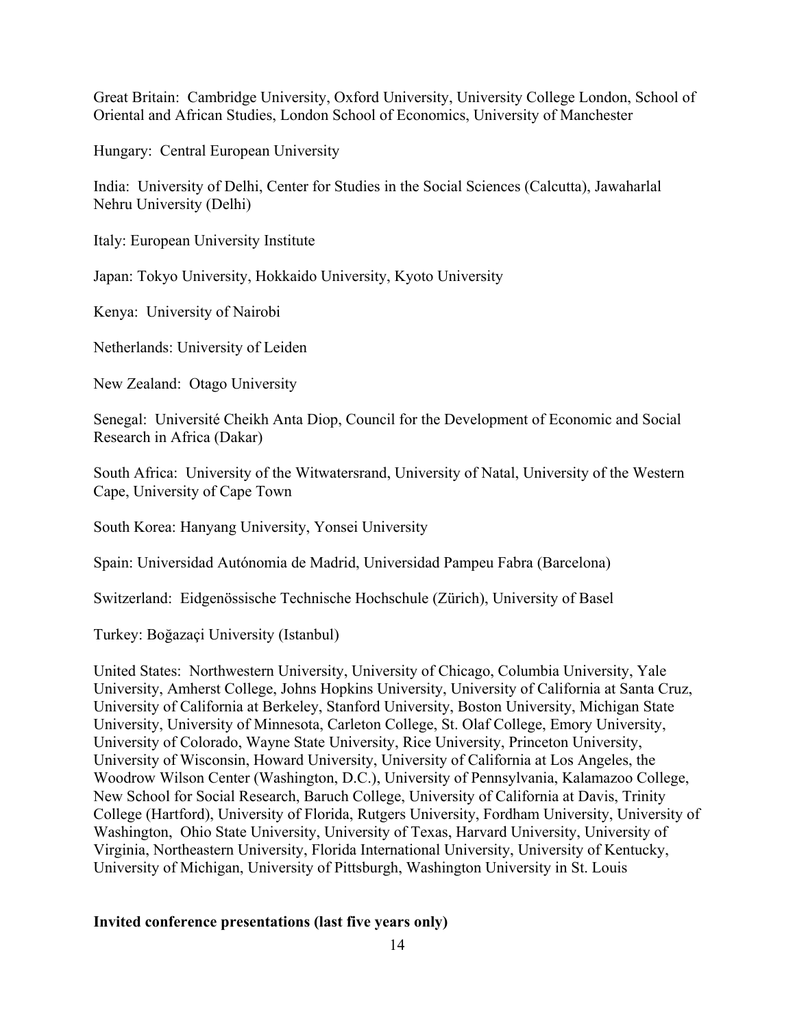Great Britain: Cambridge University, Oxford University, University College London, School of Oriental and African Studies, London School of Economics, University of Manchester

Hungary: Central European University

India: University of Delhi, Center for Studies in the Social Sciences (Calcutta), Jawaharlal Nehru University (Delhi)

Italy: European University Institute

Japan: Tokyo University, Hokkaido University, Kyoto University

Kenya: University of Nairobi

Netherlands: University of Leiden

New Zealand: Otago University

Senegal: Université Cheikh Anta Diop, Council for the Development of Economic and Social Research in Africa (Dakar)

South Africa: University of the Witwatersrand, University of Natal, University of the Western Cape, University of Cape Town

South Korea: Hanyang University, Yonsei University

Spain: Universidad Autónomia de Madrid, Universidad Pampeu Fabra (Barcelona)

Switzerland: Eidgenössische Technische Hochschule (Zürich), University of Basel

Turkey: Boğazaçi University (Istanbul)

United States: Northwestern University, University of Chicago, Columbia University, Yale University, Amherst College, Johns Hopkins University, University of California at Santa Cruz, University of California at Berkeley, Stanford University, Boston University, Michigan State University, University of Minnesota, Carleton College, St. Olaf College, Emory University, University of Colorado, Wayne State University, Rice University, Princeton University, University of Wisconsin, Howard University, University of California at Los Angeles, the Woodrow Wilson Center (Washington, D.C.), University of Pennsylvania, Kalamazoo College, New School for Social Research, Baruch College, University of California at Davis, Trinity College (Hartford), University of Florida, Rutgers University, Fordham University, University of Washington, Ohio State University, University of Texas, Harvard University, University of Virginia, Northeastern University, Florida International University, University of Kentucky, University of Michigan, University of Pittsburgh, Washington University in St. Louis

**Invited conference presentations (last five years only)**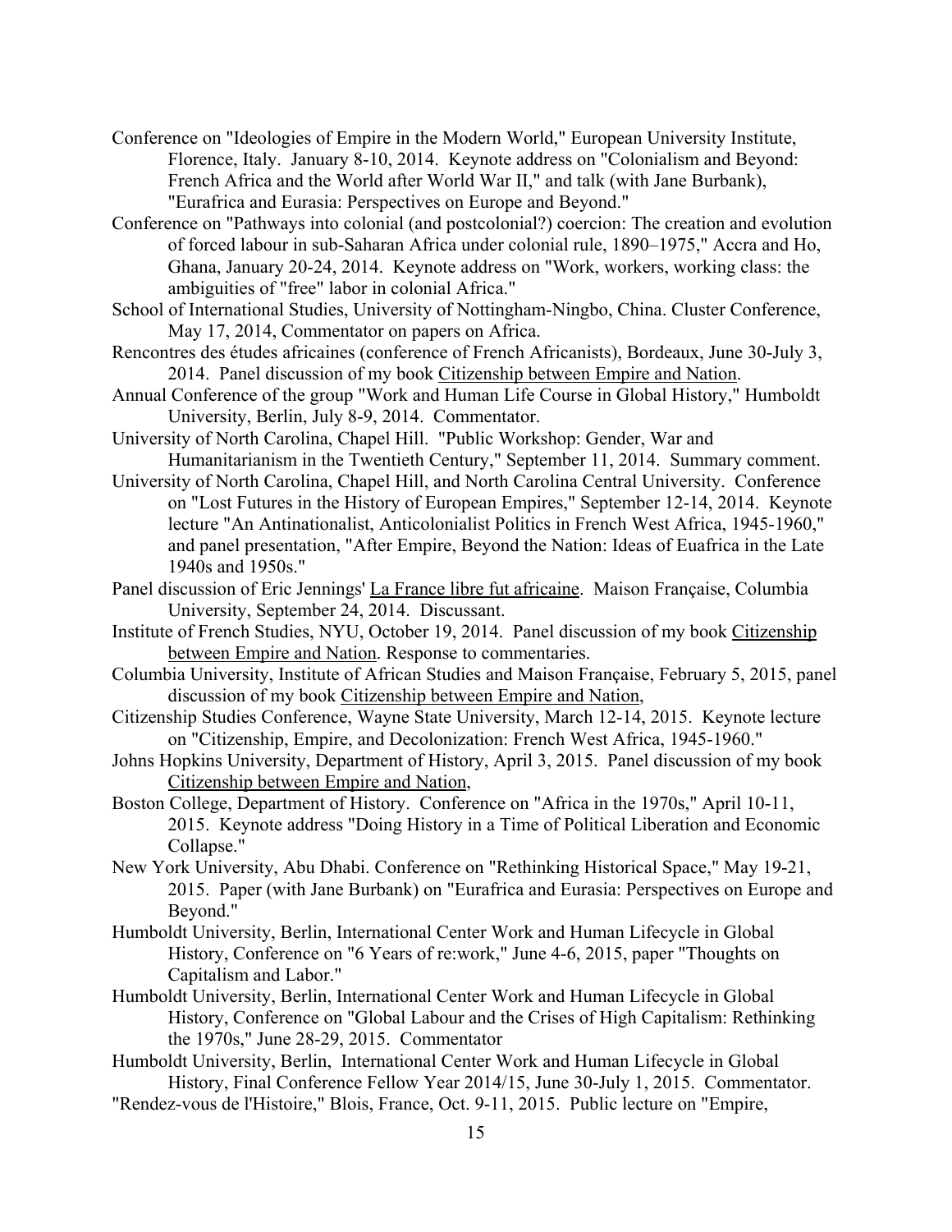Conference on "Ideologies of Empire in the Modern World," European University Institute, Florence, Italy. January 8-10, 2014. Keynote address on "Colonialism and Beyond: French Africa and the World after World War II," and talk (with Jane Burbank), "Eurafrica and Eurasia: Perspectives on Europe and Beyond."

Conference on "Pathways into colonial (and postcolonial?) coercion: The creation and evolution of forced labour in sub-Saharan Africa under colonial rule, 1890–1975," Accra and Ho, Ghana, January 20-24, 2014. Keynote address on "Work, workers, working class: the ambiguities of "free" labor in colonial Africa."

School of International Studies, University of Nottingham-Ningbo, China. Cluster Conference, May 17, 2014, Commentator on papers on Africa.

Rencontres des études africaines (conference of French Africanists), Bordeaux, June 30-July 3, 2014. Panel discussion of my book Citizenship between Empire and Nation.

Annual Conference of the group "Work and Human Life Course in Global History," Humboldt University, Berlin, July 8-9, 2014. Commentator.

University of North Carolina, Chapel Hill. "Public Workshop: Gender, War and Humanitarianism in the Twentieth Century," September 11, 2014. Summary comment.

University of North Carolina, Chapel Hill, and North Carolina Central University. Conference on "Lost Futures in the History of European Empires," September 12-14, 2014. Keynote lecture "An Antinationalist, Anticolonialist Politics in French West Africa, 1945-1960," and panel presentation, "After Empire, Beyond the Nation: Ideas of Euafrica in the Late 1940s and 1950s."

Panel discussion of Eric Jennings' La France libre fut africaine. Maison Française, Columbia University, September 24, 2014. Discussant.

Institute of French Studies, NYU, October 19, 2014. Panel discussion of my book Citizenship between Empire and Nation. Response to commentaries.

Columbia University, Institute of African Studies and Maison Française, February 5, 2015, panel discussion of my book Citizenship between Empire and Nation,

Citizenship Studies Conference, Wayne State University, March 12-14, 2015. Keynote lecture on "Citizenship, Empire, and Decolonization: French West Africa, 1945-1960."

Johns Hopkins University, Department of History, April 3, 2015. Panel discussion of my book Citizenship between Empire and Nation,

Boston College, Department of History. Conference on "Africa in the 1970s," April 10-11, 2015. Keynote address "Doing History in a Time of Political Liberation and Economic Collapse."

New York University, Abu Dhabi. Conference on "Rethinking Historical Space," May 19-21, 2015. Paper (with Jane Burbank) on "Eurafrica and Eurasia: Perspectives on Europe and Beyond."

Humboldt University, Berlin, International Center Work and Human Lifecycle in Global History, Conference on "6 Years of re:work," June 4-6, 2015, paper "Thoughts on Capitalism and Labor."

Humboldt University, Berlin, International Center Work and Human Lifecycle in Global History, Conference on "Global Labour and the Crises of High Capitalism: Rethinking the 1970s," June 28-29, 2015. Commentator

Humboldt University, Berlin, International Center Work and Human Lifecycle in Global History, Final Conference Fellow Year 2014/15, June 30-July 1, 2015. Commentator.

"Rendez-vous de l'Histoire," Blois, France, Oct. 9-11, 2015. Public lecture on "Empire,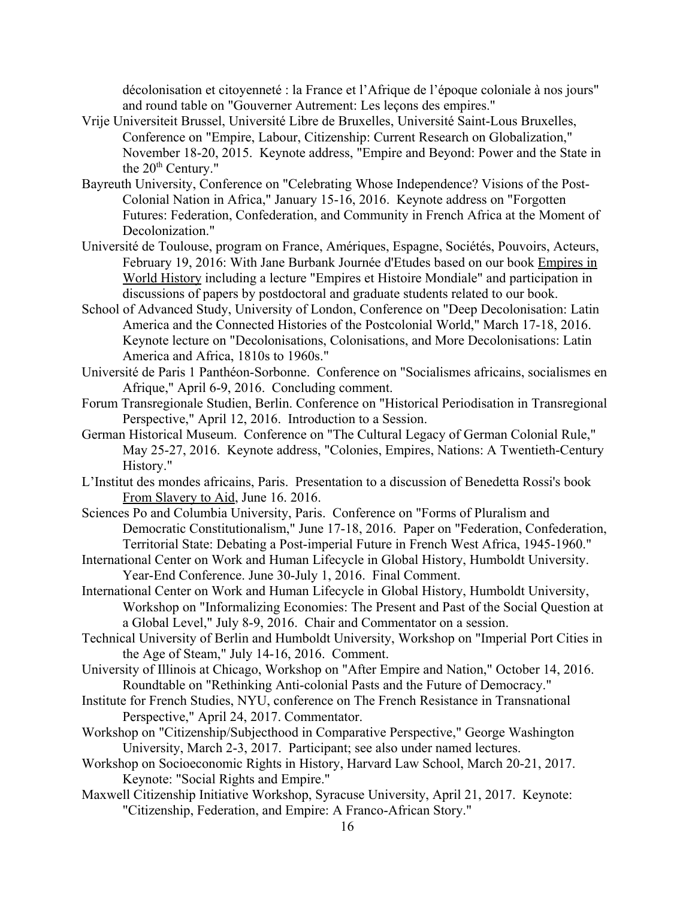décolonisation et citoyenneté : la France et l'Afrique de l'époque coloniale à nos jours" and round table on "Gouverner Autrement: Les leçons des empires."

Vrije Universiteit Brussel, Université Libre de Bruxelles, Université Saint-Lous Bruxelles, Conference on "Empire, Labour, Citizenship: Current Research on Globalization," November 18-20, 2015. Keynote address, "Empire and Beyond: Power and the State in the 20th Century."

Bayreuth University, Conference on "Celebrating Whose Independence? Visions of the Post-Colonial Nation in Africa," January 15-16, 2016. Keynote address on "Forgotten Futures: Federation, Confederation, and Community in French Africa at the Moment of Decolonization."

Université de Toulouse, program on France, Amériques, Espagne, Sociétés, Pouvoirs, Acteurs, February 19, 2016: With Jane Burbank Journée d'Etudes based on our book Empires in World History including a lecture "Empires et Histoire Mondiale" and participation in discussions of papers by postdoctoral and graduate students related to our book.

School of Advanced Study, University of London, Conference on "Deep Decolonisation: Latin America and the Connected Histories of the Postcolonial World," March 17-18, 2016. Keynote lecture on "Decolonisations, Colonisations, and More Decolonisations: Latin America and Africa, 1810s to 1960s."

Université de Paris 1 Panthéon-Sorbonne. Conference on "Socialismes africains, socialismes en Afrique," April 6-9, 2016. Concluding comment.

Forum Transregionale Studien, Berlin. Conference on "Historical Periodisation in Transregional Perspective," April 12, 2016. Introduction to a Session.

German Historical Museum. Conference on "The Cultural Legacy of German Colonial Rule," May 25-27, 2016. Keynote address, "Colonies, Empires, Nations: A Twentieth-Century History."

L'Institut des mondes africains, Paris. Presentation to a discussion of Benedetta Rossi's book From Slavery to Aid, June 16. 2016.

Sciences Po and Columbia University, Paris. Conference on "Forms of Pluralism and Democratic Constitutionalism," June 17-18, 2016. Paper on "Federation, Confederation, Territorial State: Debating a Post-imperial Future in French West Africa, 1945-1960."

International Center on Work and Human Lifecycle in Global History, Humboldt University. Year-End Conference. June 30-July 1, 2016. Final Comment.

International Center on Work and Human Lifecycle in Global History, Humboldt University, Workshop on "Informalizing Economies: The Present and Past of the Social Question at a Global Level," July 8-9, 2016. Chair and Commentator on a session.

Technical University of Berlin and Humboldt University, Workshop on "Imperial Port Cities in the Age of Steam," July 14-16, 2016. Comment.

University of Illinois at Chicago, Workshop on "After Empire and Nation," October 14, 2016. Roundtable on "Rethinking Anti-colonial Pasts and the Future of Democracy."

Institute for French Studies, NYU, conference on The French Resistance in Transnational Perspective," April 24, 2017. Commentator.

Workshop on "Citizenship/Subjecthood in Comparative Perspective," George Washington University, March 2-3, 2017. Participant; see also under named lectures.

Workshop on Socioeconomic Rights in History, Harvard Law School, March 20-21, 2017. Keynote: "Social Rights and Empire."

Maxwell Citizenship Initiative Workshop, Syracuse University, April 21, 2017. Keynote: "Citizenship, Federation, and Empire: A Franco-African Story."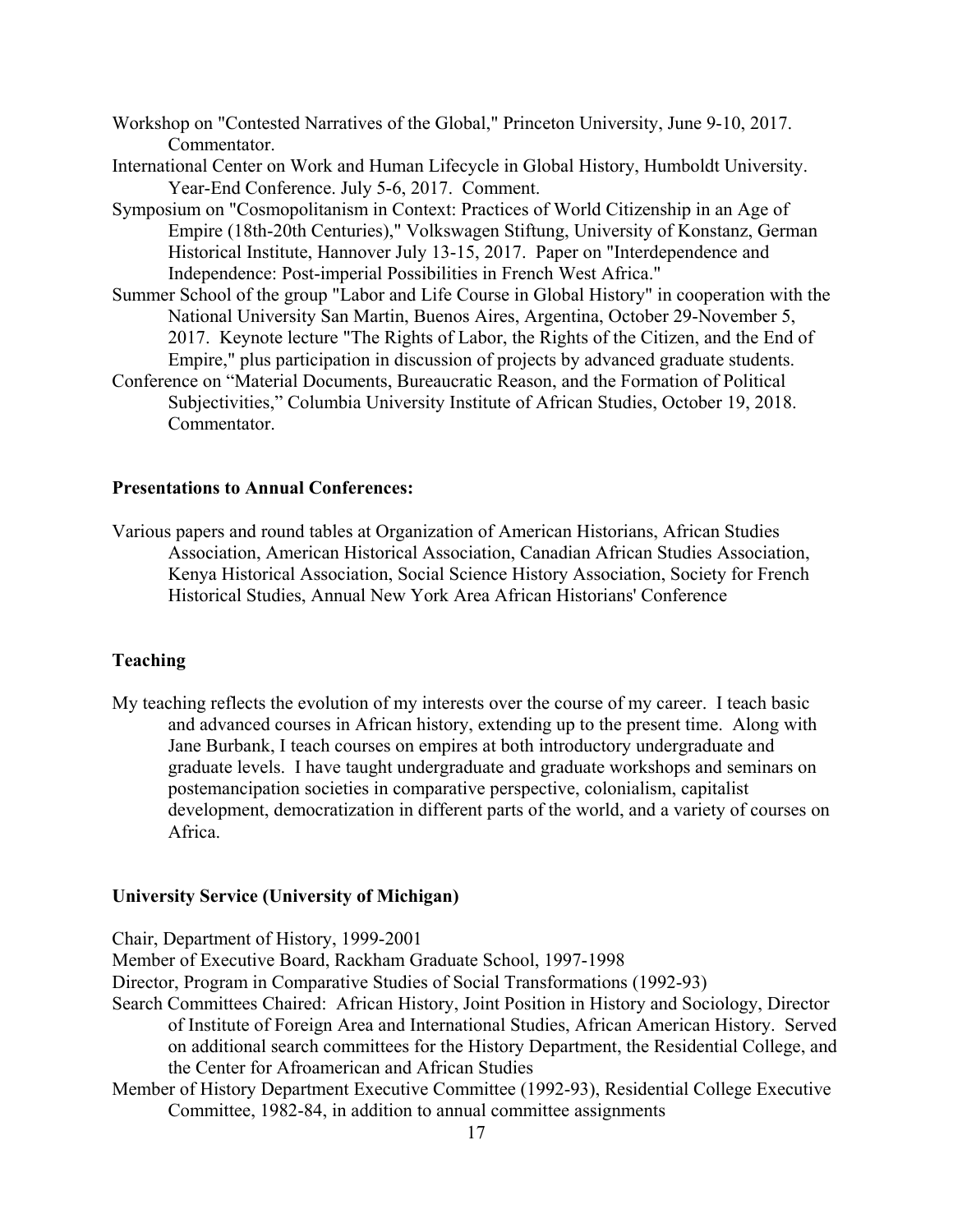Workshop on "Contested Narratives of the Global," Princeton University, June 9-10, 2017. Commentator.

International Center on Work and Human Lifecycle in Global History, Humboldt University. Year-End Conference. July 5-6, 2017. Comment.

Symposium on "Cosmopolitanism in Context: Practices of World Citizenship in an Age of Empire (18th-20th Centuries)," Volkswagen Stiftung, University of Konstanz, German Historical Institute, Hannover July 13-15, 2017. Paper on "Interdependence and Independence: Post-imperial Possibilities in French West Africa."

Summer School of the group "Labor and Life Course in Global History" in cooperation with the National University San Martin, Buenos Aires, Argentina, October 29-November 5, 2017. Keynote lecture "The Rights of Labor, the Rights of the Citizen, and the End of Empire," plus participation in discussion of projects by advanced graduate students.

Conference on "Material Documents, Bureaucratic Reason, and the Formation of Political Subjectivities," Columbia University Institute of African Studies, October 19, 2018. Commentator.

**Presentations to Annual Conferences:**

Various papers and round tables at Organization of American Historians, African Studies Association, American Historical Association, Canadian African Studies Association, Kenya Historical Association, Social Science History Association, Society for French Historical Studies, Annual New York Area African Historians' Conference

**Teaching**

My teaching reflects the evolution of my interests over the course of my career. I teach basic and advanced courses in African history, extending up to the present time. Along with Jane Burbank, I teach courses on empires at both introductory undergraduate and graduate levels. I have taught undergraduate and graduate workshops and seminars on postemancipation societies in comparative perspective, colonialism, capitalist development, democratization in different parts of the world, and a variety of courses on Africa.

**University Service (University of Michigan)**

Chair, Department of History, 1999-2001

Member of Executive Board, Rackham Graduate School, 1997-1998

Director, Program in Comparative Studies of Social Transformations (1992-93)

Search Committees Chaired: African History, Joint Position in History and Sociology, Director of Institute of Foreign Area and International Studies, African American History. Served on additional search committees for the History Department, the Residential College, and the Center for Afroamerican and African Studies

Member of History Department Executive Committee (1992-93), Residential College Executive Committee, 1982-84, in addition to annual committee assignments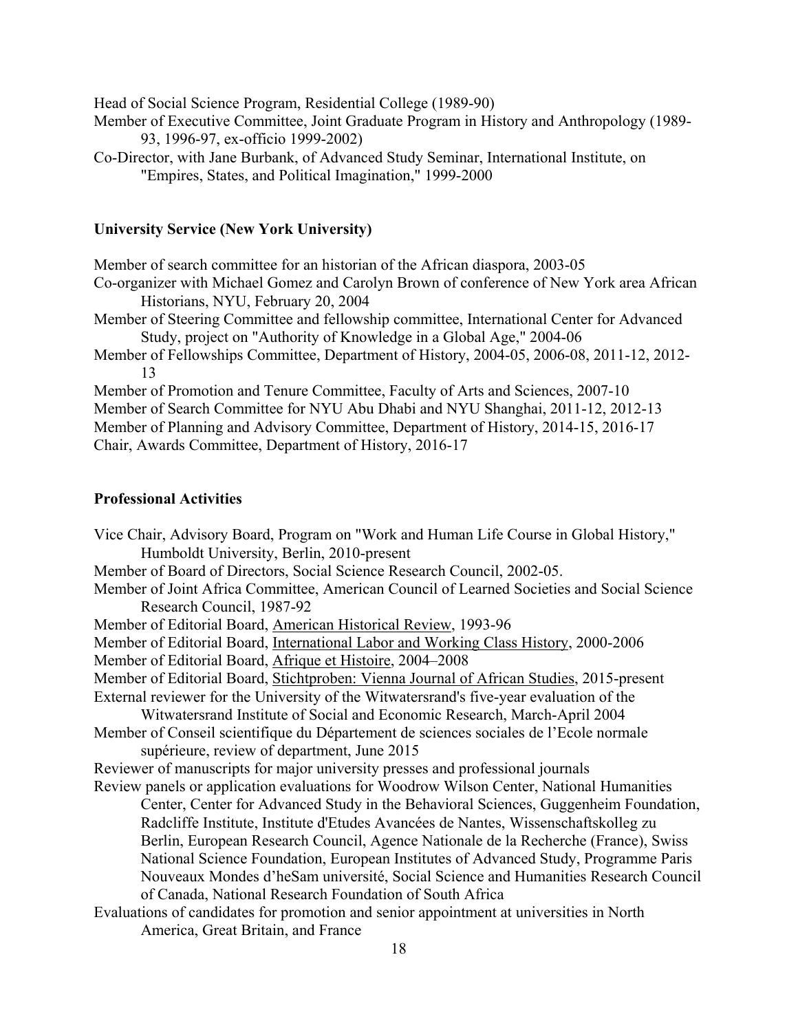Head of Social Science Program, Residential College (1989-90)

Member of Executive Committee, Joint Graduate Program in History and Anthropology (1989-93, 1996-97, ex-officio 1999-2002)

Co-Director, with Jane Burbank, of Advanced Study Seminar, International Institute, on "Empires, States, and Political Imagination," 1999-2000

### University Service (New York University)

Member of search committee for an historian of the African diaspora, 2003-05

Co-organizer with Michael Gomez and Carolyn Brown of conference of New York area African Historians, NYU, February 20, 2004

Member of Steering Committee and fellowship committee, International Center for Advanced Study, project on "Authority of Knowledge in a Global Age," 2004-06

Member of Fellowships Committee, Department of History, 2004-05, 2006-08, 2011-12, 2012-13

Member of Promotion and Tenure Committee, Faculty of Arts and Sciences, 2007-10

Member of Search Committee for NYU Abu Dhabi and NYU Shanghai, 2011-12, 2012-13

Member of Planning and Advisory Committee, Department of History, 2014-15, 2016-17

Chair, Awards Committee, Department of History, 2016-17

### Professional Activities

Vice Chair, Advisory Board, Program on "Work and Human Life Course in Global History," Humboldt University, Berlin, 2010-present

Member of Board of Directors, Social Science Research Council, 2002-05.

Member of Joint Africa Committee, American Council of Learned Societies and Social Science Research Council, 1987-92

Member of Editorial Board, American Historical Review, 1993-96

Member of Editorial Board, International Labor and Working Class History, 2000-2006

Member of Editorial Board, Afrique et Histoire, 2004–2008

Member of Editorial Board, Stichproben: Vienna Journal of African Studies, 2015-present

External reviewer for the University of the Witwatersrand's five-year evaluation of the Witwatersrand Institute of Social and Economic Research, March-April 2004

Member of Conseil scientifique du Département de sciences sociales de l'Ecole normale supérieure, review of department, June 2015

Reviewer of manuscripts for major university presses and professional journals

Review panels or application evaluations for Woodrow Wilson Center, National Humanities Center, Center for Advanced Study in the Behavioral Sciences, Guggenheim Foundation, Radcliffe Institute, Institute d'Etudes Avancées de Nantes, Wissenschaftskolleg zu Berlin, European Research Council, Agence Nationale de la Recherche (France), Swiss National Science Foundation, European Institutes of Advanced Study, Programme Paris Nouveaux Mondes d'heSam université, Social Science and Humanities Research Council of Canada, National Research Foundation of South Africa

Evaluations of candidates for promotion and senior appointment at universities in North America, Great Britain, and France